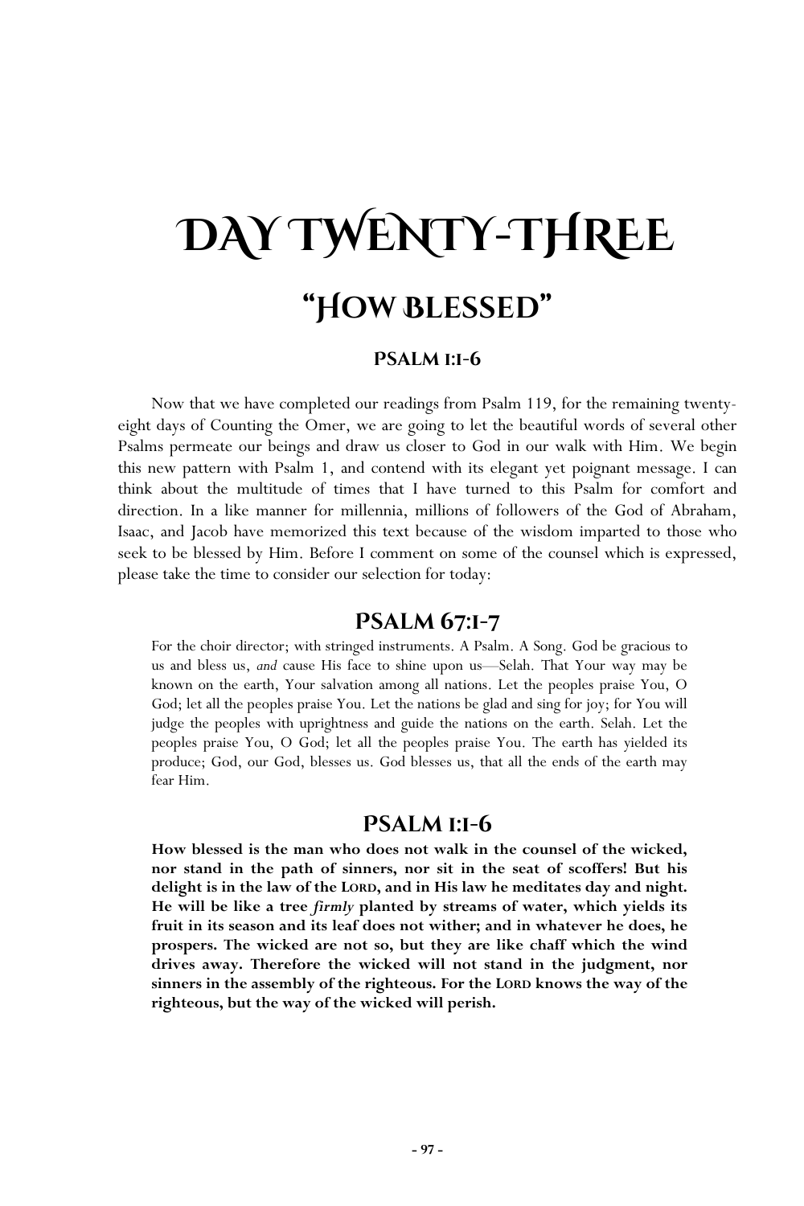# Day Twenty-Three

## "How Blessed"

### Psalm 1:1-6

Now that we have completed our readings from Psalm 119, for the remaining twenty-eight days of Counting the Omer, we are going to let the beautiful words of several other Psalms permeate our beings and draw us closer to God in our walk with Him. We begin this new pattern with Psalm 1, and contend with its elegant yet poignant message. I can think about the multitude of times that I have turned to this Psalm for comfort and direction. In a like manner for millennia, millions of followers of the God of Abraham, Isaac, and Jacob have memorized this text because of the wisdom imparted to those who seek to be blessed by Him. Before I comment on some of the counsel which is expressed, please take the time to consider our selection for today:

## Psalm 67:1-7

For the choir director; with stringed instruments. A Psalm. A Song. God be gracious to us and bless us, *and* cause His face to shine upon us—Selah. That Your way may be known on the earth, Your salvation among all nations. Let the peoples praise You, O God; let all the peoples praise You. Let the nations be glad and sing for joy; for You will judge the peoples with uprightness and guide the nations on the earth. Selah. Let the peoples praise You, O God; let all the peoples praise You. The earth has yielded its produce; God, our God, blesses us. God blesses us, that all the ends of the earth may fear Him.

## Psalm 1:1-6

**How blessed is the man who does not walk in the counsel of the wicked, nor stand in the path of sinners, nor sit in the seat of scoffers! But his delight is in the law of the LORD, and in His law he meditates day and night. He will be like a tree *firmly* planted by streams of water, which yields its fruit in its season and its leaf does not wither; and in whatever he does, he prospers. The wicked are not so, but they are like chaff which the wind drives away. Therefore the wicked will not stand in the judgment, nor sinners in the assembly of the righteous. For the LORD knows the way of the righteous, but the way of the wicked will perish.**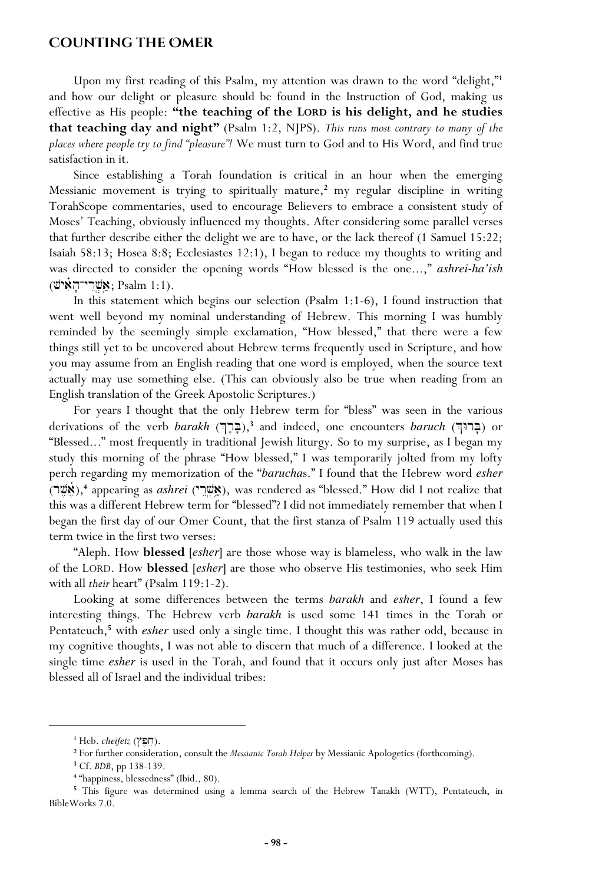Upon my first reading of this Psalm, my attention was drawn to the word "delight,"[1] and how our delight or pleasure should be found in the Instruction of God, making us effective as His people: **"the teaching of the LORD is his delight, and he studies that teaching day and night"** (Psalm 1:2, NJPS). *This runs most contrary to many of the places where people try to find "pleasure"!* We must turn to God and to His Word, and find true satisfaction in it.

Since establishing a Torah foundation is critical in an hour when the emerging Messianic movement is trying to spiritually mature,[2] my regular discipline in writing TorahScope commentaries, used to encourage Believers to embrace a consistent study of Moses' Teaching, obviously influenced my thoughts. After considering some parallel verses that further describe either the delight we are to have, or the lack thereof (1 Samuel 15:22; Isaiah 58:13; Hosea 8:8; Ecclesiastes 12:1), I began to reduce my thoughts to writing and was directed to consider the opening words "How blessed is the one...," *ashrei-ha'ish* (אַשְׁרֵי־הָאִישׁ; Psalm 1:1).

In this statement which begins our selection (Psalm 1:1-6), I found instruction that went well beyond my nominal understanding of Hebrew. This morning I was humbly reminded by the seemingly simple exclamation, "How blessed," that there were a few things still yet to be uncovered about Hebrew terms frequently used in Scripture, and how you may assume from an English reading that one word is employed, when the source text actually may use something else. (This can obviously also be true when reading from an English translation of the Greek Apostolic Scriptures.)

For years I thought that the only Hebrew term for "bless" was seen in the various derivations of the verb *barakh* (בָּרַךְ),[3] and indeed, one encounters *baruch* (בָּרוּךְ) or "Blessed..." most frequently in traditional Jewish liturgy. So to my surprise, as I began my study this morning of the phrase "How blessed," I was temporarily jolted from my lofty perch regarding my memorization of the "*baruchas*." I found that the Hebrew word *esher* (אֶשֶׁר),[4] appearing as *ashrei* (אַשְׁרֵי), was rendered as "blessed." How did I not realize that this was a different Hebrew term for "blessed"? I did not immediately remember that when I began the first day of our Omer Count, that the first stanza of Psalm 119 actually used this term twice in the first two verses:

"Aleph. How **blessed** [*esher*] are those whose way is blameless, who walk in the law of the LORD. How **blessed** [*esher*] are those who observe His testimonies, who seek Him with all *their* heart" (Psalm 119:1-2).

Looking at some differences between the terms *barakh* and *esher*, I found a few interesting things. The Hebrew verb *barakh* is used some 141 times in the Torah or Pentateuch,[5] with *esher* used only a single time. I thought this was rather odd, because in my cognitive thoughts, I was not able to discern that much of a difference. I looked at the single time *esher* is used in the Torah, and found that it occurs only just after Moses has blessed all of Israel and the individual tribes:

---

[1] Heb. *cheifetz* (חֵפֶץ).

[2] For further consideration, consult the *Messianic Torah Helper* by Messianic Apologetics (forthcoming).

[3] Cf. *BDB*, pp 138-139.

[4] "happiness, blessedness" (Ibid., 80).

[5] This figure was determined using a lemma search of the Hebrew Tanakh (WTT), Pentateuch, in BibleWorks 7.0.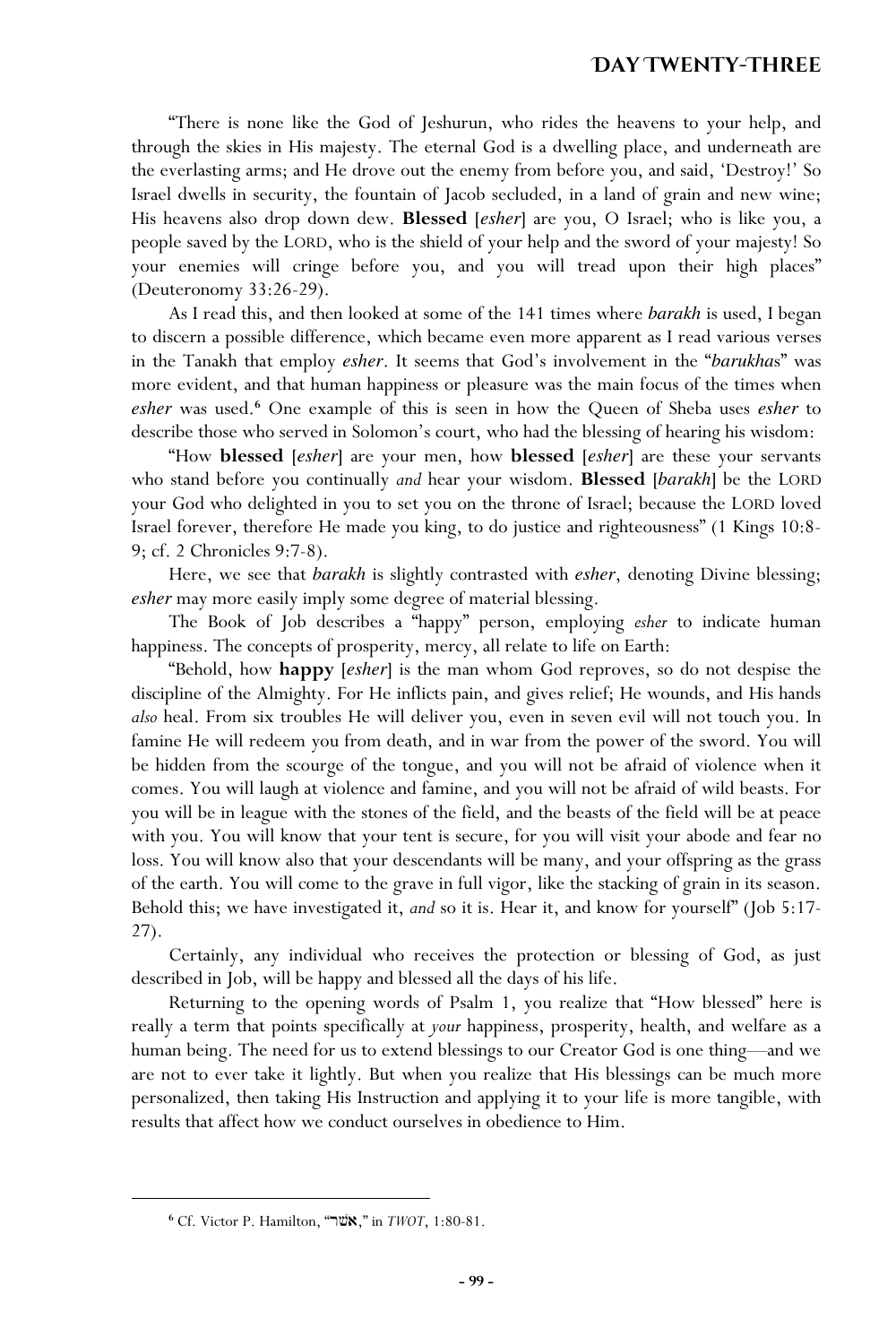"There is none like the God of Jeshurun, who rides the heavens to your help, and through the skies in His majesty. The eternal God is a dwelling place, and underneath are the everlasting arms; and He drove out the enemy from before you, and said, 'Destroy!' So Israel dwells in security, the fountain of Jacob secluded, in a land of grain and new wine; His heavens also drop down dew. **Blessed** [*esher*] are you, O Israel; who is like you, a people saved by the LORD, who is the shield of your help and the sword of your majesty! So your enemies will cringe before you, and you will tread upon their high places" (Deuteronomy 33:26-29).

As I read this, and then looked at some of the 141 times where *barakh* is used, I began to discern a possible difference, which became even more apparent as I read various verses in the Tanakh that employ *esher*. It seems that God's involvement in the "*barukha*s" was more evident, and that human happiness or pleasure was the main focus of the times when *esher* was used.[6] One example of this is seen in how the Queen of Sheba uses *esher* to describe those who served in Solomon's court, who had the blessing of hearing his wisdom:

"How **blessed** [*esher*] are your men, how **blessed** [*esher*] are these your servants who stand before you continually *and* hear your wisdom. **Blessed** [*barakh*] be the LORD your God who delighted in you to set you on the throne of Israel; because the LORD loved Israel forever, therefore He made you king, to do justice and righteousness" (1 Kings 10:8-9; cf. 2 Chronicles 9:7-8).

Here, we see that *barakh* is slightly contrasted with *esher*, denoting Divine blessing; *esher* may more easily imply some degree of material blessing.

The Book of Job describes a "happy" person, employing *esher* to indicate human happiness. The concepts of prosperity, mercy, all relate to life on Earth:

"Behold, how **happy** [*esher*] is the man whom God reproves, so do not despise the discipline of the Almighty. For He inflicts pain, and gives relief; He wounds, and His hands *also* heal. From six troubles He will deliver you, even in seven evil will not touch you. In famine He will redeem you from death, and in war from the power of the sword. You will be hidden from the scourge of the tongue, and you will not be afraid of violence when it comes. You will laugh at violence and famine, and you will not be afraid of wild beasts. For you will be in league with the stones of the field, and the beasts of the field will be at peace with you. You will know that your tent is secure, for you will visit your abode and fear no loss. You will know also that your descendants will be many, and your offspring as the grass of the earth. You will come to the grave in full vigor, like the stacking of grain in its season. Behold this; we have investigated it, *and* so it is. Hear it, and know for yourself" (Job 5:17-27).

Certainly, any individual who receives the protection or blessing of God, as just described in Job, will be happy and blessed all the days of his life.

Returning to the opening words of Psalm 1, you realize that "How blessed" here is really a term that points specifically at *your* happiness, prosperity, health, and welfare as a human being. The need for us to extend blessings to our Creator God is one thing—and we are not to ever take it lightly. But when you realize that His blessings can be much more personalized, then taking His Instruction and applying it to your life is more tangible, with results that affect how we conduct ourselves in obedience to Him.

---

[6] Cf. Victor P. Hamilton, "אשׁר," in *TWOT*, 1:80-81.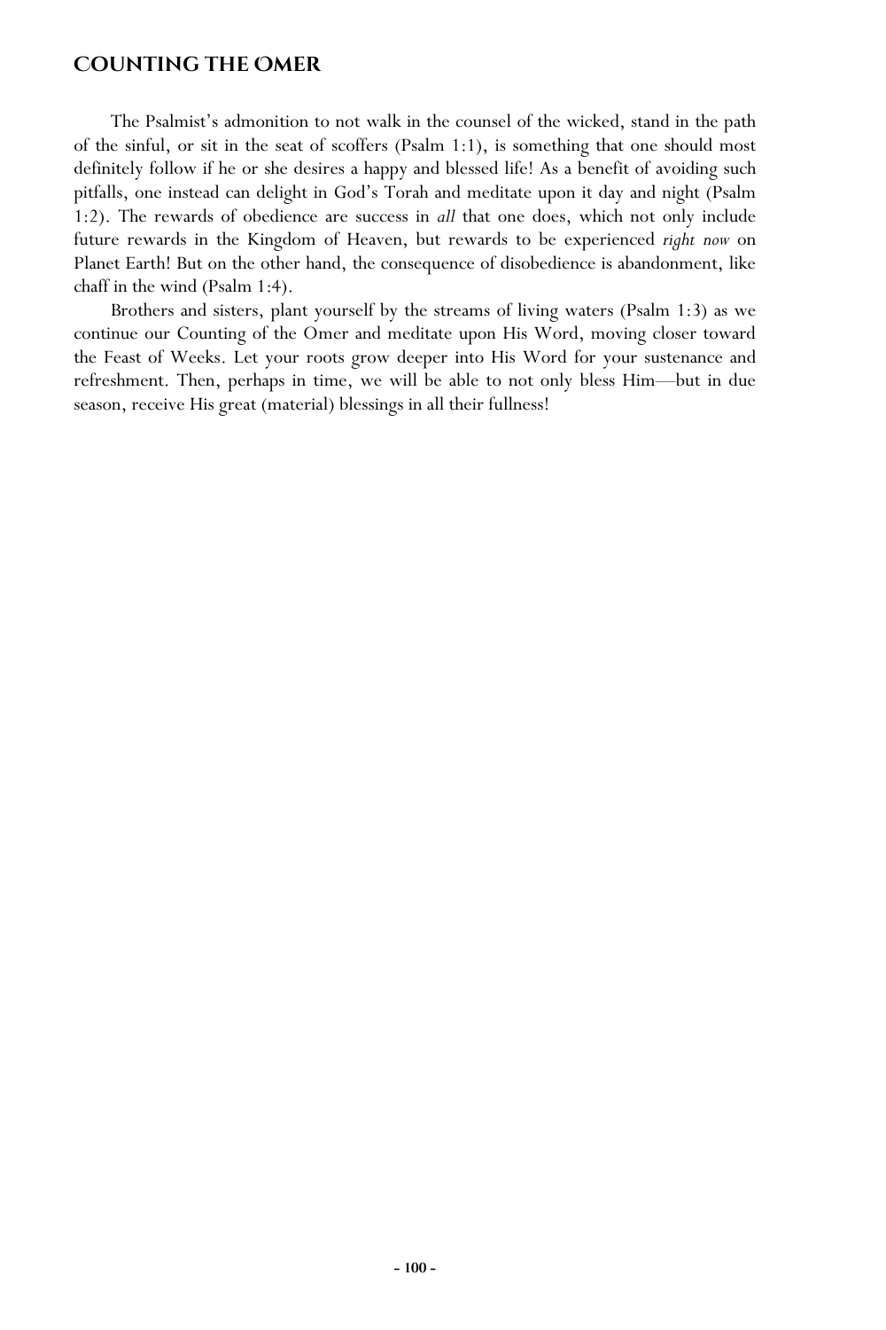The Psalmist's admonition to not walk in the counsel of the wicked, stand in the path of the sinful, or sit in the seat of scoffers (Psalm 1:1), is something that one should most definitely follow if he or she desires a happy and blessed life! As a benefit of avoiding such pitfalls, one instead can delight in God's Torah and meditate upon it day and night (Psalm 1:2). The rewards of obedience are success in *all* that one does, which not only include future rewards in the Kingdom of Heaven, but rewards to be experienced *right now* on Planet Earth! But on the other hand, the consequence of disobedience is abandonment, like chaff in the wind (Psalm 1:4).

Brothers and sisters, plant yourself by the streams of living waters (Psalm 1:3) as we continue our Counting of the Omer and meditate upon His Word, moving closer toward the Feast of Weeks. Let your roots grow deeper into His Word for your sustenance and refreshment. Then, perhaps in time, we will be able to not only bless Him—but in due season, receive His great (material) blessings in all their fullness!